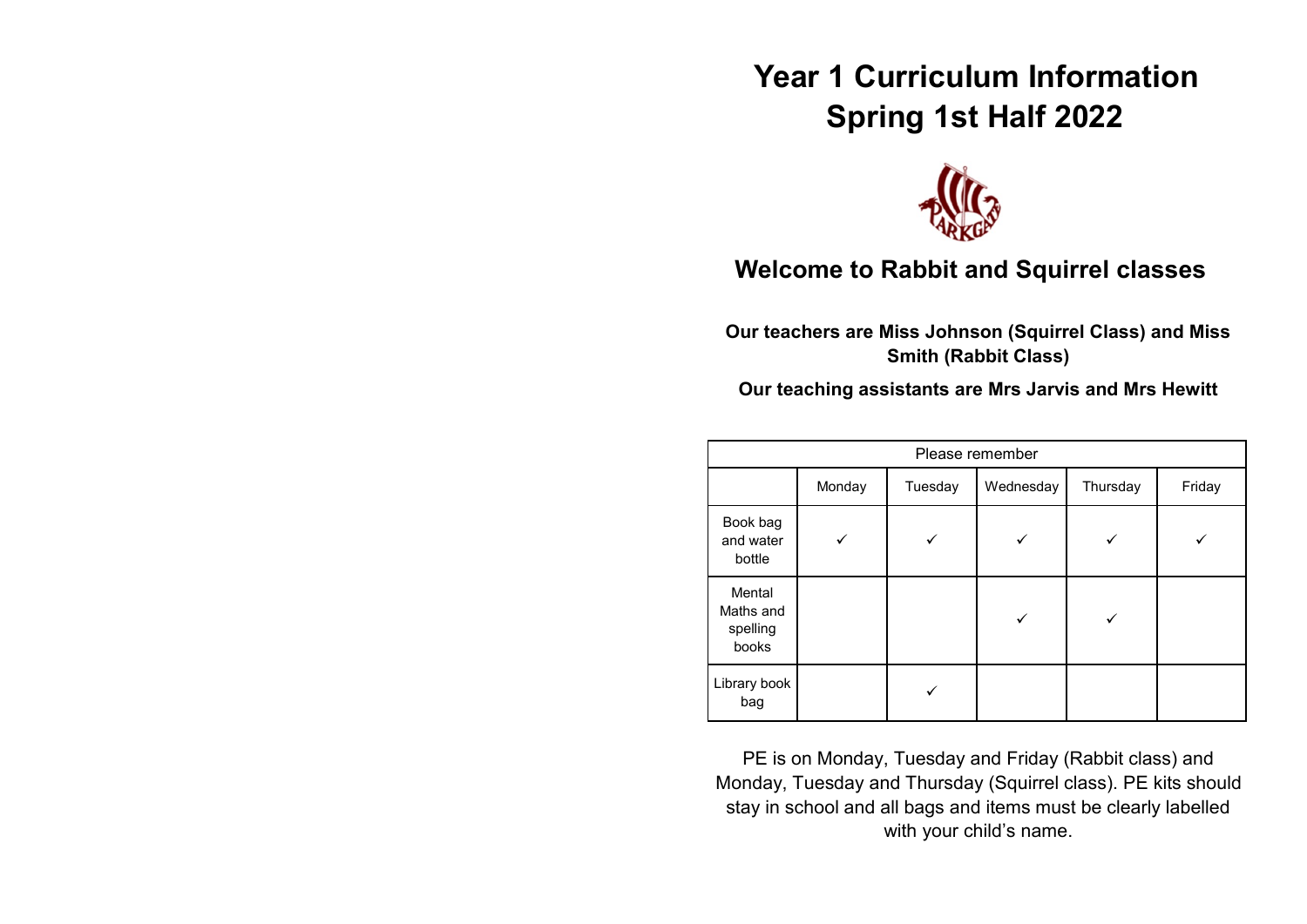# Year 1 Curriculum Information
# Spring 1st Half 2022

## Welcome to Rabbit and Squirrel classes

**Our teachers are Miss Johnson (Squirrel Class) and Miss Smith (Rabbit Class)**

**Our teaching assistants are Mrs Jarvis and Mrs Hewitt**

| Please remember | | | | | |
|---|---|---|---|---|---|
| | Monday | Tuesday | Wednesday | Thursday | Friday |
| Book bag and water bottle | ✓ | ✓ | ✓ | ✓ | ✓ |
| Mental Maths and spelling books | | | ✓ | ✓ | |
| Library book bag | | ✓ | | | |

PE is on Monday, Tuesday and Friday (Rabbit class) and Monday, Tuesday and Thursday (Squirrel class). PE kits should stay in school and all bags and items must be clearly labelled with your child's name.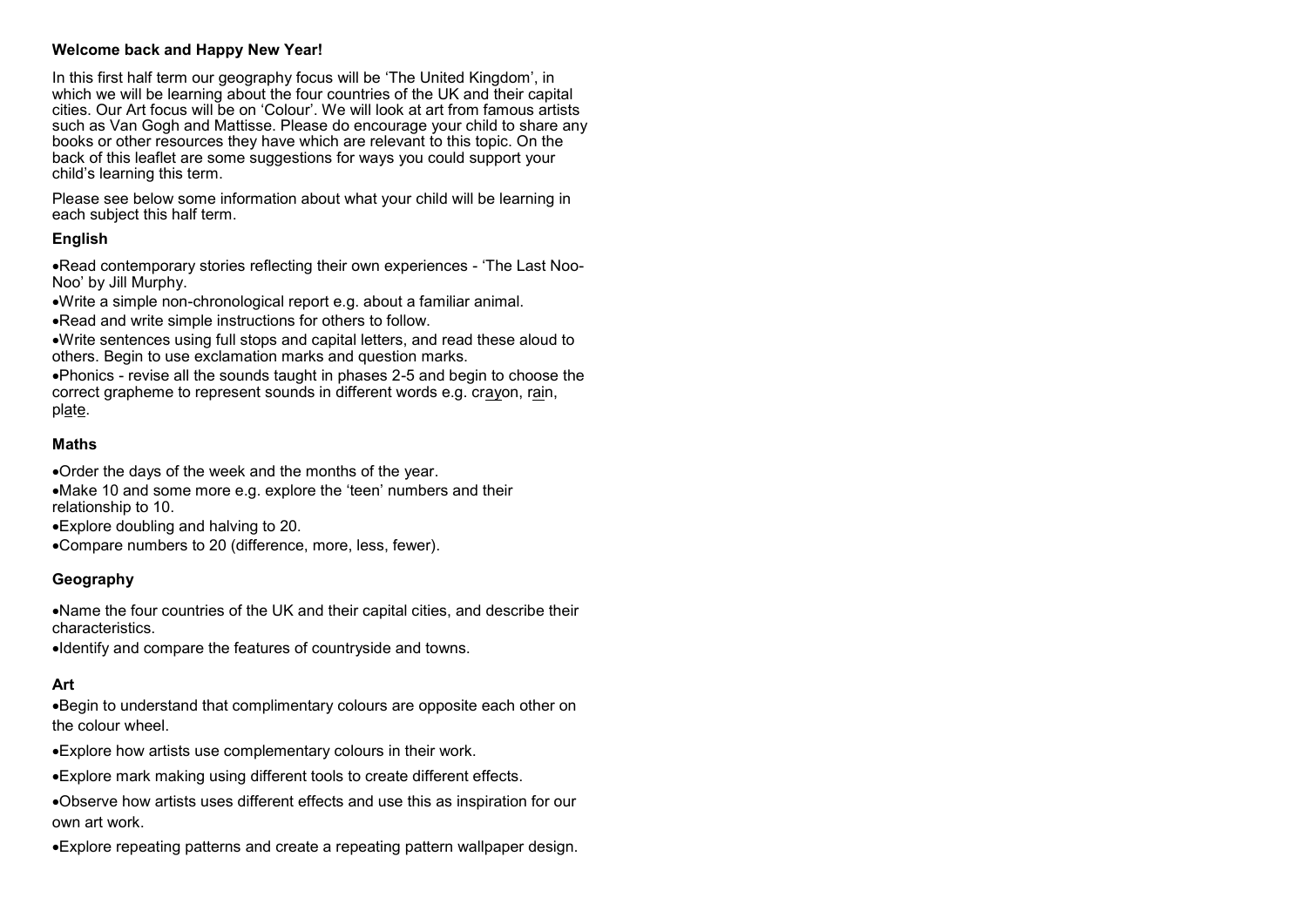**Welcome back and Happy New Year!**

In this first half term our geography focus will be 'The United Kingdom', in which we will be learning about the four countries of the UK and their capital cities. Our Art focus will be on 'Colour'. We will look at art from famous artists such as Van Gogh and Mattisse. Please do encourage your child to share any books or other resources they have which are relevant to this topic. On the back of this leaflet are some suggestions for ways you could support your child's learning this term.

Please see below some information about what your child will be learning in each subject this half term.

### English

- Read contemporary stories reflecting their own experiences - 'The Last Noo-Noo' by Jill Murphy.
- Write a simple non-chronological report e.g. about a familiar animal.
- Read and write simple instructions for others to follow.
- Write sentences using full stops and capital letters, and read these aloud to others. Begin to use exclamation marks and question marks.
- Phonics - revise all the sounds taught in phases 2-5 and begin to choose the correct grapheme to represent sounds in different words e.g. crayon, rain, plate.

### Maths

- Order the days of the week and the months of the year.
- Make 10 and some more e.g. explore the 'teen' numbers and their relationship to 10.
- Explore doubling and halving to 20.
- Compare numbers to 20 (difference, more, less, fewer).

### Geography

- Name the four countries of the UK and their capital cities, and describe their characteristics.
- Identify and compare the features of countryside and towns.

### Art

- Begin to understand that complimentary colours are opposite each other on the colour wheel.
- Explore how artists use complementary colours in their work.
- Explore mark making using different tools to create different effects.
- Observe how artists uses different effects and use this as inspiration for our own art work.
- Explore repeating patterns and create a repeating pattern wallpaper design.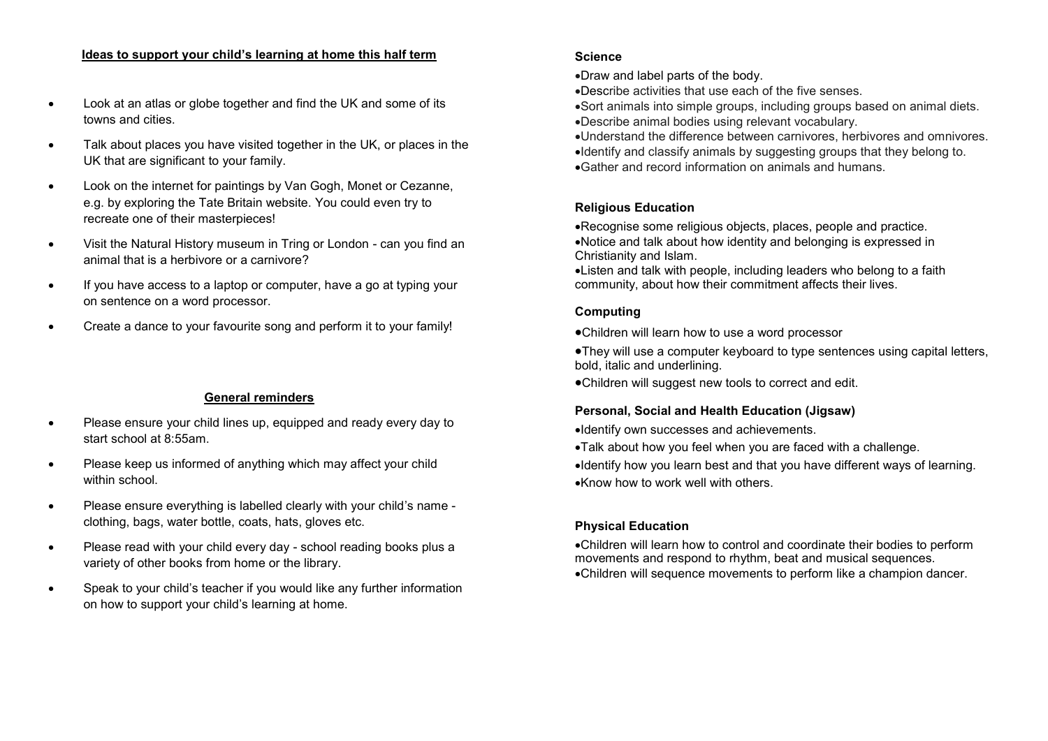## Ideas to support your child's learning at home this half term

- Look at an atlas or globe together and find the UK and some of its towns and cities.
- Talk about places you have visited together in the UK, or places in the UK that are significant to your family.
- Look on the internet for paintings by Van Gogh, Monet or Cezanne, e.g. by exploring the Tate Britain website. You could even try to recreate one of their masterpieces!
- Visit the Natural History museum in Tring or London - can you find an animal that is a herbivore or a carnivore?
- If you have access to a laptop or computer, have a go at typing your on sentence on a word processor.
- Create a dance to your favourite song and perform it to your family!

## General reminders

- Please ensure your child lines up, equipped and ready every day to start school at 8:55am.
- Please keep us informed of anything which may affect your child within school.
- Please ensure everything is labelled clearly with your child's name - clothing, bags, water bottle, coats, hats, gloves etc.
- Please read with your child every day - school reading books plus a variety of other books from home or the library.
- Speak to your child's teacher if you would like any further information on how to support your child's learning at home.

### Science

- Draw and label parts of the body.
- Describe activities that use each of the five senses.
- Sort animals into simple groups, including groups based on animal diets.
- Describe animal bodies using relevant vocabulary.
- Understand the difference between carnivores, herbivores and omnivores.
- Identify and classify animals by suggesting groups that they belong to.
- Gather and record information on animals and humans.

### Religious Education

- Recognise some religious objects, places, people and practice.
- Notice and talk about how identity and belonging is expressed in Christianity and Islam.
- Listen and talk with people, including leaders who belong to a faith community, about how their commitment affects their lives.

### Computing

- Children will learn how to use a word processor
- They will use a computer keyboard to type sentences using capital letters, bold, italic and underlining.
- Children will suggest new tools to correct and edit.

### Personal, Social and Health Education (Jigsaw)

- Identify own successes and achievements.
- Talk about how you feel when you are faced with a challenge.
- Identify how you learn best and that you have different ways of learning.
- Know how to work well with others.

### Physical Education

- Children will learn how to control and coordinate their bodies to perform movements and respond to rhythm, beat and musical sequences.
- Children will sequence movements to perform like a champion dancer.